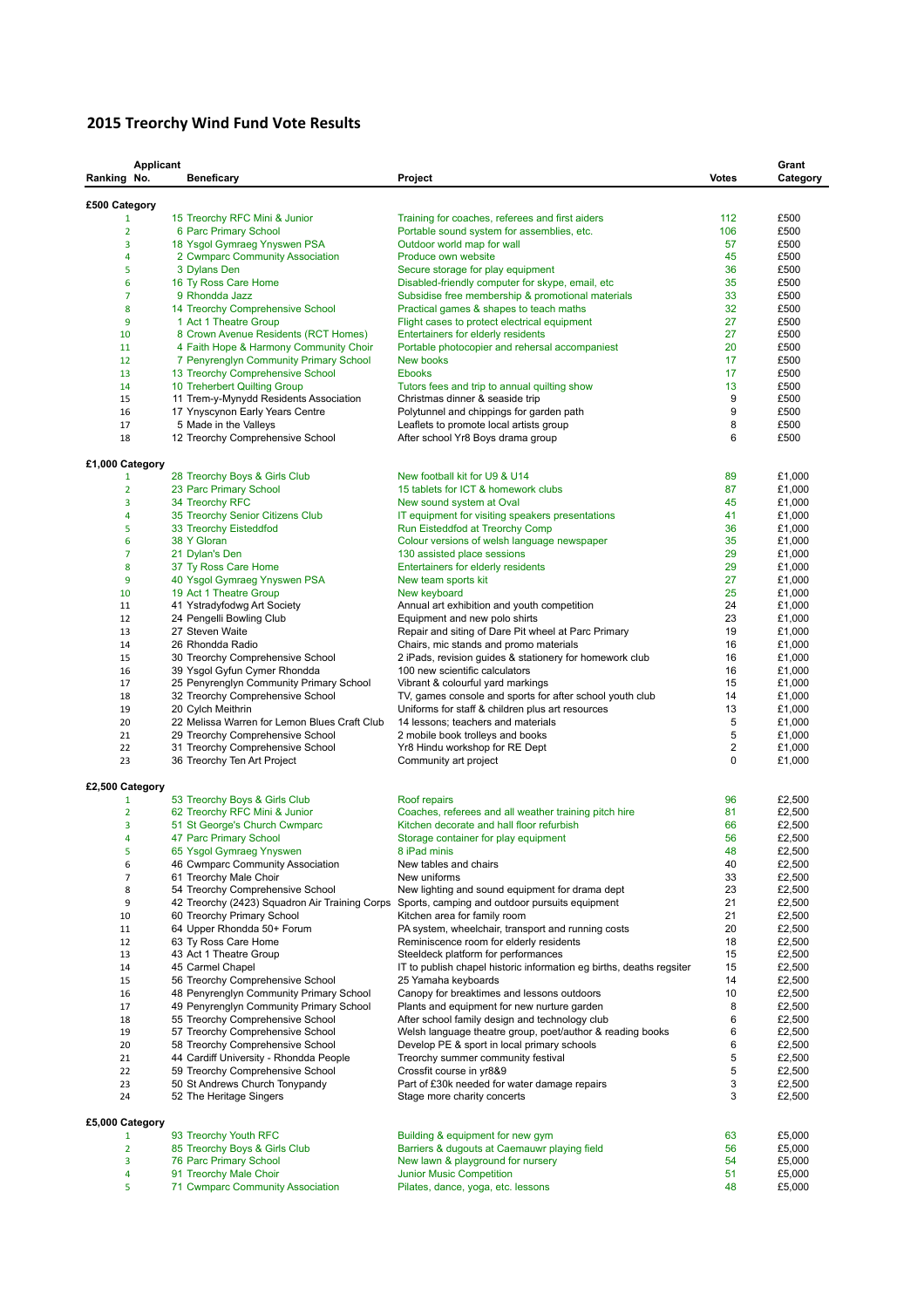# 2015 Treorchy Wind Fund Vote Results

| Ranking | Applicant No. | Beneficary | Project | Votes | Grant Category |
|---|---|---|---|---|---|
| **£500 Category** | | | | | |
| 1 | 15 | Treorchy RFC Mini & Junior | Training for coaches, referees and first aiders | 112 | £500 |
| 2 | 6 | Parc Primary School | Portable sound system for assemblies, etc. | 106 | £500 |
| 3 | 18 | Ysgol Gymraeg Ynyswen PSA | Outdoor world map for wall | 57 | £500 |
| 4 | 2 | Cwmparc Community Association | Produce own website | 45 | £500 |
| 5 | 3 | Dylans Den | Secure storage for play equipment | 36 | £500 |
| 6 | 16 | Ty Ross Care Home | Disabled-friendly computer for skype, email, etc | 35 | £500 |
| 7 | 9 | Rhondda Jazz | Subsidise free membership & promotional materials | 33 | £500 |
| 8 | 14 | Treorchy Comprehensive School | Practical games & shapes to teach maths | 32 | £500 |
| 9 | 1 | Act 1 Theatre Group | Flight cases to protect electrical equipment | 27 | £500 |
| 10 | 8 | Crown Avenue Residents (RCT Homes) | Entertainers for elderly residents | 27 | £500 |
| 11 | 4 | Faith Hope & Harmony Community Choir | Portable photocopier and rehersal accompaniest | 20 | £500 |
| 12 | 7 | Penyrenglyn Community Primary School | New books | 17 | £500 |
| 13 | 13 | Treorchy Comprehensive School | Ebooks | 17 | £500 |
| 14 | 10 | Treherbert Quilting Group | Tutors fees and trip to annual quilting show | 13 | £500 |
| 15 | 11 | Trem-y-Mynydd Residents Association | Christmas dinner & seaside trip | 9 | £500 |
| 16 | 17 | Ynyscynon Early Years Centre | Polytunnel and chippings for garden path | 9 | £500 |
| 17 | 5 | Made in the Valleys | Leaflets to promote local artists group | 8 | £500 |
| 18 | 12 | Treorchy Comprehensive School | After school Yr8 Boys drama group | 6 | £500 |
| **£1,000 Category** | | | | | |
| 1 | 28 | Treorchy Boys & Girls Club | New football kit for U9 & U14 | 89 | £1,000 |
| 2 | 23 | Parc Primary School | 15 tablets for ICT & homework clubs | 87 | £1,000 |
| 3 | 34 | Treorchy RFC | New sound system at Oval | 45 | £1,000 |
| 4 | 35 | Treorchy Senior Citizens Club | IT equipment for visiting speakers presentations | 41 | £1,000 |
| 5 | 33 | Treorchy Eisteddfod | Run Eisteddfod at Treorchy Comp | 36 | £1,000 |
| 6 | 38 | Y Gloran | Colour versions of welsh language newspaper | 35 | £1,000 |
| 7 | 21 | Dylan's Den | 130 assisted place sessions | 29 | £1,000 |
| 8 | 37 | Ty Ross Care Home | Entertainers for elderly residents | 29 | £1,000 |
| 9 | 40 | Ysgol Gymraeg Ynyswen PSA | New team sports kit | 27 | £1,000 |
| 10 | 19 | Act 1 Theatre Group | New keyboard | 25 | £1,000 |
| 11 | 41 | Ystradyfodwg Art Society | Annual art exhibition and youth competition | 24 | £1,000 |
| 12 | 24 | Pengelli Bowling Club | Equipment and new polo shirts | 23 | £1,000 |
| 13 | 27 | Steven Waite | Repair and siting of Dare Pit wheel at Parc Primary | 19 | £1,000 |
| 14 | 26 | Rhondda Radio | Chairs, mic stands and promo materials | 16 | £1,000 |
| 15 | 30 | Treorchy Comprehensive School | 2 iPads, revision guides & stationery for homework club | 16 | £1,000 |
| 16 | 39 | Ysgol Gyfun Cymer Rhondda | 100 new scientific calculators | 16 | £1,000 |
| 17 | 25 | Penyrenglyn Community Primary School | Vibrant & colourful yard markings | 15 | £1,000 |
| 18 | 32 | Treorchy Comprehensive School | TV, games console and sports for after school youth club | 14 | £1,000 |
| 19 | 20 | Cylch Meithrin | Uniforms for staff & children plus art resources | 13 | £1,000 |
| 20 | 22 | Melissa Warren for Lemon Blues Craft Club | 14 lessons; teachers and materials | 5 | £1,000 |
| 21 | 29 | Treorchy Comprehensive School | 2 mobile book trolleys and books | 5 | £1,000 |
| 22 | 31 | Treorchy Comprehensive School | Yr8 Hindu workshop for RE Dept | 2 | £1,000 |
| 23 | 36 | Treorchy Ten Art Project | Community art project | 0 | £1,000 |
| **£2,500 Category** | | | | | |
| 1 | 53 | Treorchy Boys & Girls Club | Roof repairs | 96 | £2,500 |
| 2 | 62 | Treorchy RFC Mini & Junior | Coaches, referees and all weather training pitch hire | 81 | £2,500 |
| 3 | 51 | St George's Church Cwmparc | Kitchen decorate and hall floor refurbish | 66 | £2,500 |
| 4 | 47 | Parc Primary School | Storage container for play equipment | 56 | £2,500 |
| 5 | 65 | Ysgol Gymraeg Ynyswen | 8 iPad minis | 48 | £2,500 |
| 6 | 46 | Cwmparc Community Association | New tables and chairs | 40 | £2,500 |
| 7 | 61 | Treorchy Male Choir | New uniforms | 33 | £2,500 |
| 8 | 54 | Treorchy Comprehensive School | New lighting and sound equipment for drama dept | 23 | £2,500 |
| 9 | 42 | Treorchy (2423) Squadron Air Training Corps | Sports, camping and outdoor pursuits equipment | 21 | £2,500 |
| 10 | 60 | Treorchy Primary School | Kitchen area for family room | 21 | £2,500 |
| 11 | 64 | Upper Rhondda 50+ Forum | PA system, wheelchair, transport and running costs | 20 | £2,500 |
| 12 | 63 | Ty Ross Care Home | Reminiscence room for elderly residents | 18 | £2,500 |
| 13 | 43 | Act 1 Theatre Group | Steeldeck platform for performances | 15 | £2,500 |
| 14 | 45 | Carmel Chapel | IT to publish chapel historic information eg births, deaths regsiter | 15 | £2,500 |
| 15 | 56 | Treorchy Comprehensive School | 25 Yamaha keyboards | 14 | £2,500 |
| 16 | 48 | Penyrenglyn Community Primary School | Canopy for breaktimes and lessons outdoors | 10 | £2,500 |
| 17 | 49 | Penyrenglyn Community Primary School | Plants and equipment for new nurture garden | 8 | £2,500 |
| 18 | 55 | Treorchy Comprehensive School | After school family design and technology club | 6 | £2,500 |
| 19 | 57 | Treorchy Comprehensive School | Welsh language theatre group, poet/author & reading books | 6 | £2,500 |
| 20 | 58 | Treorchy Comprehensive School | Develop PE & sport in local primary schools | 6 | £2,500 |
| 21 | 44 | Cardiff University - Rhondda People | Treorchy summer community festival | 5 | £2,500 |
| 22 | 59 | Treorchy Comprehensive School | Crossfit course in yr8&9 | 5 | £2,500 |
| 23 | 50 | St Andrews Church Tonypandy | Part of £30k needed for water damage repairs | 3 | £2,500 |
| 24 | 52 | The Heritage Singers | Stage more charity concerts | 3 | £2,500 |
| **£5,000 Category** | | | | | |
| 1 | 93 | Treorchy Youth RFC | Building & equipment for new gym | 63 | £5,000 |
| 2 | 85 | Treorchy Boys & Girls Club | Barriers & dugouts at Caemauwr playing field | 56 | £5,000 |
| 3 | 76 | Parc Primary School | New lawn & playground for nursery | 54 | £5,000 |
| 4 | 91 | Treorchy Male Choir | Junior Music Competition | 51 | £5,000 |
| 5 | 71 | Cwmparc Community Association | Pilates, dance, yoga, etc. lessons | 48 | £5,000 |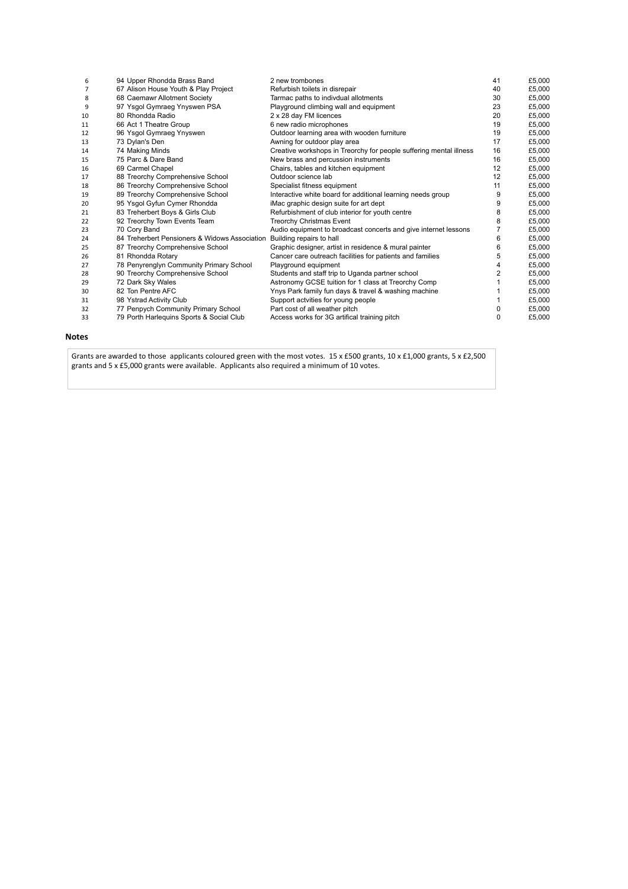| | | | | |
|---|---|---|---|---|
| 6 | 94 Upper Rhondda Brass Band | 2 new trombones | 41 | £5,000 |
| 7 | 67 Alison House Youth & Play Project | Refurbish toilets in disrepair | 40 | £5,000 |
| 8 | 68 Caemawr Allotment Society | Tarmac paths to indivdual allotments | 30 | £5,000 |
| 9 | 97 Ysgol Gymraeg Ynyswen PSA | Playground climbing wall and equipment | 23 | £5,000 |
| 10 | 80 Rhondda Radio | 2 x 28 day FM licences | 20 | £5,000 |
| 11 | 66 Act 1 Theatre Group | 6 new radio microphones | 19 | £5,000 |
| 12 | 96 Ysgol Gymraeg Ynyswen | Outdoor learning area with wooden furniture | 19 | £5,000 |
| 13 | 73 Dylan's Den | Awning for outdoor play area | 17 | £5,000 |
| 14 | 74 Making Minds | Creative workshops in Treorchy for people suffering mental illness | 16 | £5,000 |
| 15 | 75 Parc & Dare Band | New brass and percussion instruments | 16 | £5,000 |
| 16 | 69 Carmel Chapel | Chairs, tables and kitchen equipment | 12 | £5,000 |
| 17 | 88 Treorchy Comprehensive School | Outdoor science lab | 12 | £5,000 |
| 18 | 86 Treorchy Comprehensive School | Specialist fitness equipment | 11 | £5,000 |
| 19 | 89 Treorchy Comprehensive School | Interactive white board for additional learning needs group | 9 | £5,000 |
| 20 | 95 Ysgol Gyfun Cymer Rhondda | iMac graphic design suite for art dept | 9 | £5,000 |
| 21 | 83 Treherbert Boys & Girls Club | Refurbishment of club interior for youth centre | 8 | £5,000 |
| 22 | 92 Treorchy Town Events Team | Treorchy Christmas Event | 8 | £5,000 |
| 23 | 70 Cory Band | Audio equipment to broadcast concerts and give internet lessons | 7 | £5,000 |
| 24 | 84 Treherbert Pensioners & Widows Association | Building repairs to hall | 6 | £5,000 |
| 25 | 87 Treorchy Comprehensive School | Graphic designer, artist in residence & mural painter | 6 | £5,000 |
| 26 | 81 Rhondda Rotary | Cancer care outreach facilities for patients and families | 5 | £5,000 |
| 27 | 78 Penyrenglyn Community Primary School | Playground equipment | 4 | £5,000 |
| 28 | 90 Treorchy Comprehensive School | Students and staff trip to Uganda partner school | 2 | £5,000 |
| 29 | 72 Dark Sky Wales | Astronomy GCSE tuition for 1 class at Treorchy Comp | 1 | £5,000 |
| 30 | 82 Ton Pentre AFC | Ynys Park family fun days & travel & washing machine | 1 | £5,000 |
| 31 | 98 Ystrad Activity Club | Support actvities for young people | 1 | £5,000 |
| 32 | 77 Penpych Community Primary School | Part cost of all weather pitch | 0 | £5,000 |
| 33 | 79 Porth Harlequins Sports & Social Club | Access works for 3G artifical training pitch | 0 | £5,000 |

**Notes**

Grants are awarded to those applicants coloured green with the most votes. 15 x £500 grants, 10 x £1,000 grants, 5 x £2,500 grants and 5 x £5,000 grants were available. Applicants also required a minimum of 10 votes.